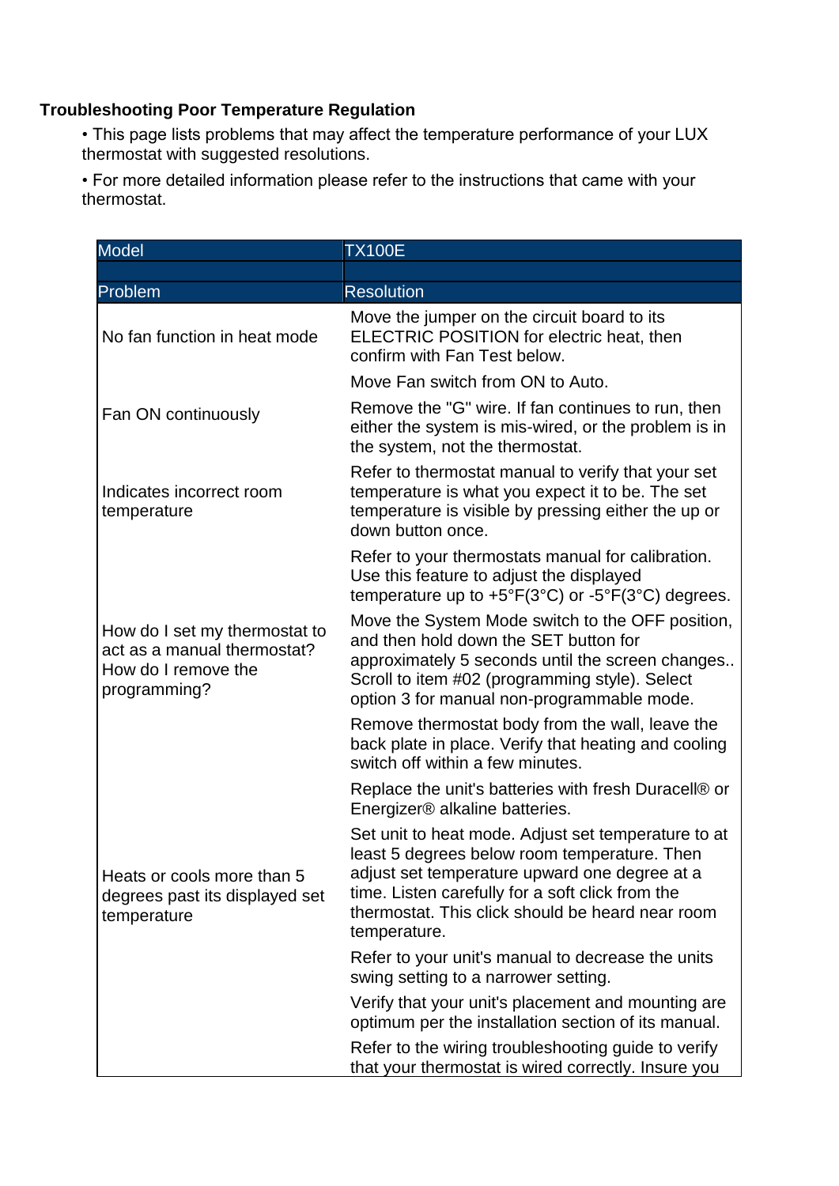**Troubleshooting Poor Temperature Regulation**

- This page lists problems that may affect the temperature performance of your LUX thermostat with suggested resolutions.
- For more detailed information please refer to the instructions that came with your thermostat.

| Model | TX100E |
|---|---|
| | |
| **Problem** | **Resolution** |
| No fan function in heat mode | Move the jumper on the circuit board to its ELECTRIC POSITION for electric heat, then confirm with Fan Test below. |
| Fan ON continuously | Move Fan switch from ON to Auto. |
| | Remove the "G" wire. If fan continues to run, then either the system is mis-wired, or the problem is in the system, not the thermostat. |
| Indicates incorrect room temperature | Refer to thermostat manual to verify that your set temperature is what you expect it to be. The set temperature is visible by pressing either the up or down button once. |
| | Refer to your thermostats manual for calibration. Use this feature to adjust the displayed temperature up to +5°F(3°C) or -5°F(3°C) degrees. |
| How do I set my thermostat to act as a manual thermostat? How do I remove the programming? | Move the System Mode switch to the OFF position, and then hold down the SET button for approximately 5 seconds until the screen changes.. Scroll to item #02 (programming style). Select option 3 for manual non-programmable mode. |
| Heats or cools more than 5 degrees past its displayed set temperature | Remove thermostat body from the wall, leave the back plate in place. Verify that heating and cooling switch off within a few minutes. |
| | Replace the unit's batteries with fresh Duracell® or Energizer® alkaline batteries. |
| | Set unit to heat mode. Adjust set temperature to at least 5 degrees below room temperature. Then adjust set temperature upward one degree at a time. Listen carefully for a soft click from the thermostat. This click should be heard near room temperature. |
| | Refer to your unit's manual to decrease the units swing setting to a narrower setting. |
| | Verify that your unit's placement and mounting are optimum per the installation section of its manual. |
| | Refer to the wiring troubleshooting guide to verify that your thermostat is wired correctly. Insure you |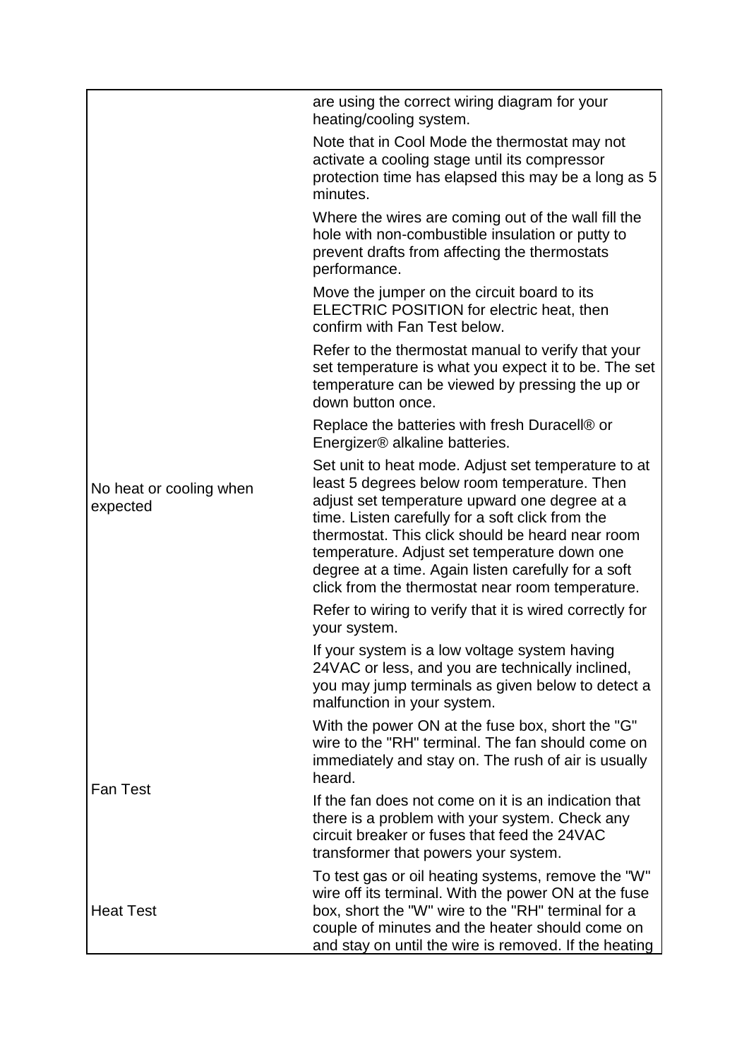| | |
|---|---|
| No heat or cooling when expected | are using the correct wiring diagram for your heating/cooling system.<br><br>Note that in Cool Mode the thermostat may not activate a cooling stage until its compressor protection time has elapsed this may be a long as 5 minutes.<br><br>Where the wires are coming out of the wall fill the hole with non-combustible insulation or putty to prevent drafts from affecting the thermostats performance.<br><br>Move the jumper on the circuit board to its ELECTRIC POSITION for electric heat, then confirm with Fan Test below.<br><br>Refer to the thermostat manual to verify that your set temperature is what you expect it to be. The set temperature can be viewed by pressing the up or down button once.<br><br>Replace the batteries with fresh Duracell® or Energizer® alkaline batteries.<br><br>Set unit to heat mode. Adjust set temperature to at least 5 degrees below room temperature. Then adjust set temperature upward one degree at a time. Listen carefully for a soft click from the thermostat. This click should be heard near room temperature. Adjust set temperature down one degree at a time. Again listen carefully for a soft click from the thermostat near room temperature.<br><br>Refer to wiring to verify that it is wired correctly for your system.<br><br>If your system is a low voltage system having 24VAC or less, and you are technically inclined, you may jump terminals as given below to detect a malfunction in your system. |
| Fan Test | With the power ON at the fuse box, short the "G" wire to the "RH" terminal. The fan should come on immediately and stay on. The rush of air is usually heard.<br><br>If the fan does not come on it is an indication that there is a problem with your system. Check any circuit breaker or fuses that feed the 24VAC transformer that powers your system. |
| Heat Test | To test gas or oil heating systems, remove the "W" wire off its terminal. With the power ON at the fuse box, short the "W" wire to the "RH" terminal for a couple of minutes and the heater should come on and stay on until the wire is removed. If the heating |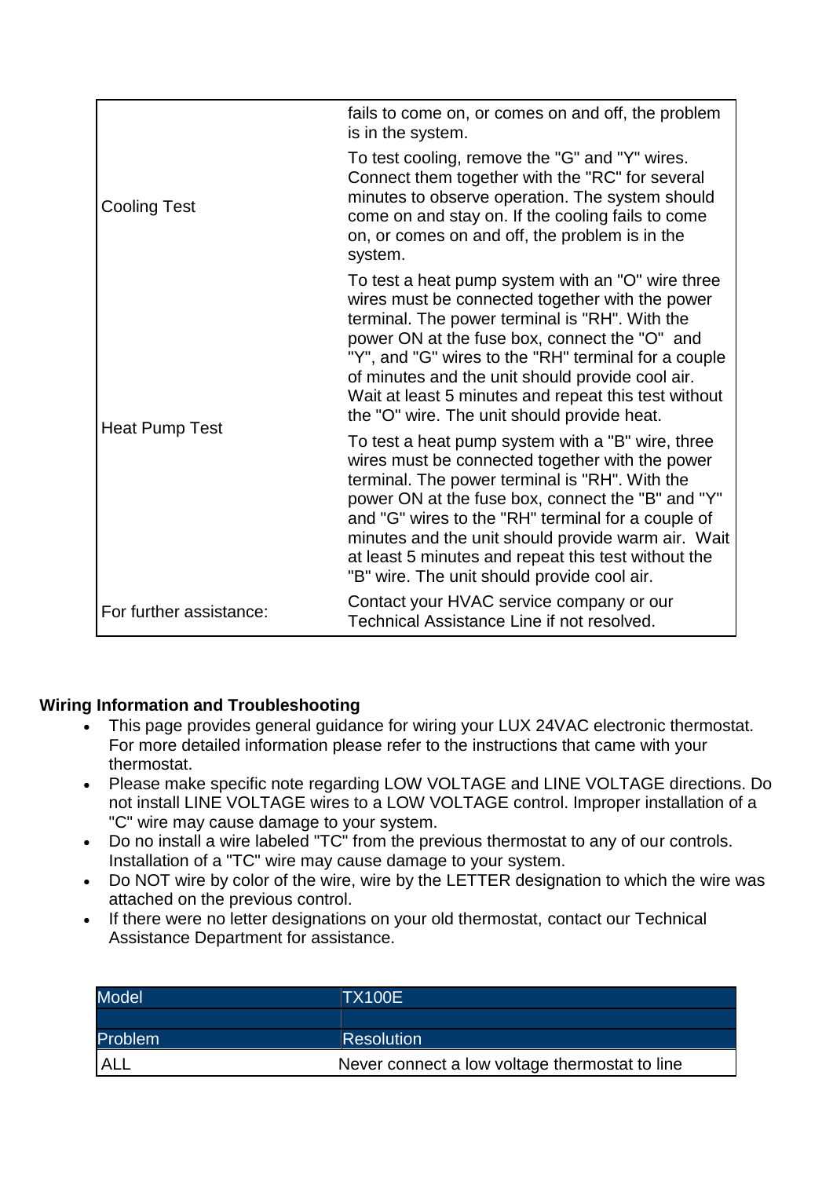| | |
|---|---|
| | fails to come on, or comes on and off, the problem is in the system. |
| Cooling Test | To test cooling, remove the "G" and "Y" wires. Connect them together with the "RC" for several minutes to observe operation. The system should come on and stay on. If the cooling fails to come on, or comes on and off, the problem is in the system. |
| Heat Pump Test | To test a heat pump system with an "O" wire three wires must be connected together with the power terminal. The power terminal is "RH". With the power ON at the fuse box, connect the "O" and "Y", and "G" wires to the "RH" terminal for a couple of minutes and the unit should provide cool air. Wait at least 5 minutes and repeat this test without the "O" wire. The unit should provide heat.<br><br>To test a heat pump system with a "B" wire, three wires must be connected together with the power terminal. The power terminal is "RH". With the power ON at the fuse box, connect the "B" and "Y" and "G" wires to the "RH" terminal for a couple of minutes and the unit should provide warm air. Wait at least 5 minutes and repeat this test without the "B" wire. The unit should provide cool air. |
| For further assistance: | Contact your HVAC service company or our Technical Assistance Line if not resolved. |

**Wiring Information and Troubleshooting**

- This page provides general guidance for wiring your LUX 24VAC electronic thermostat. For more detailed information please refer to the instructions that came with your thermostat.
- Please make specific note regarding LOW VOLTAGE and LINE VOLTAGE directions. Do not install LINE VOLTAGE wires to a LOW VOLTAGE control. Improper installation of a "C" wire may cause damage to your system.
- Do no install a wire labeled "TC" from the previous thermostat to any of our controls. Installation of a "TC" wire may cause damage to your system.
- Do NOT wire by color of the wire, wire by the LETTER designation to which the wire was attached on the previous control.
- If there were no letter designations on your old thermostat, contact our Technical Assistance Department for assistance.

| Model | TX100E |
|---|---|
| | |
| Problem | Resolution |
| ALL | Never connect a low voltage thermostat to line |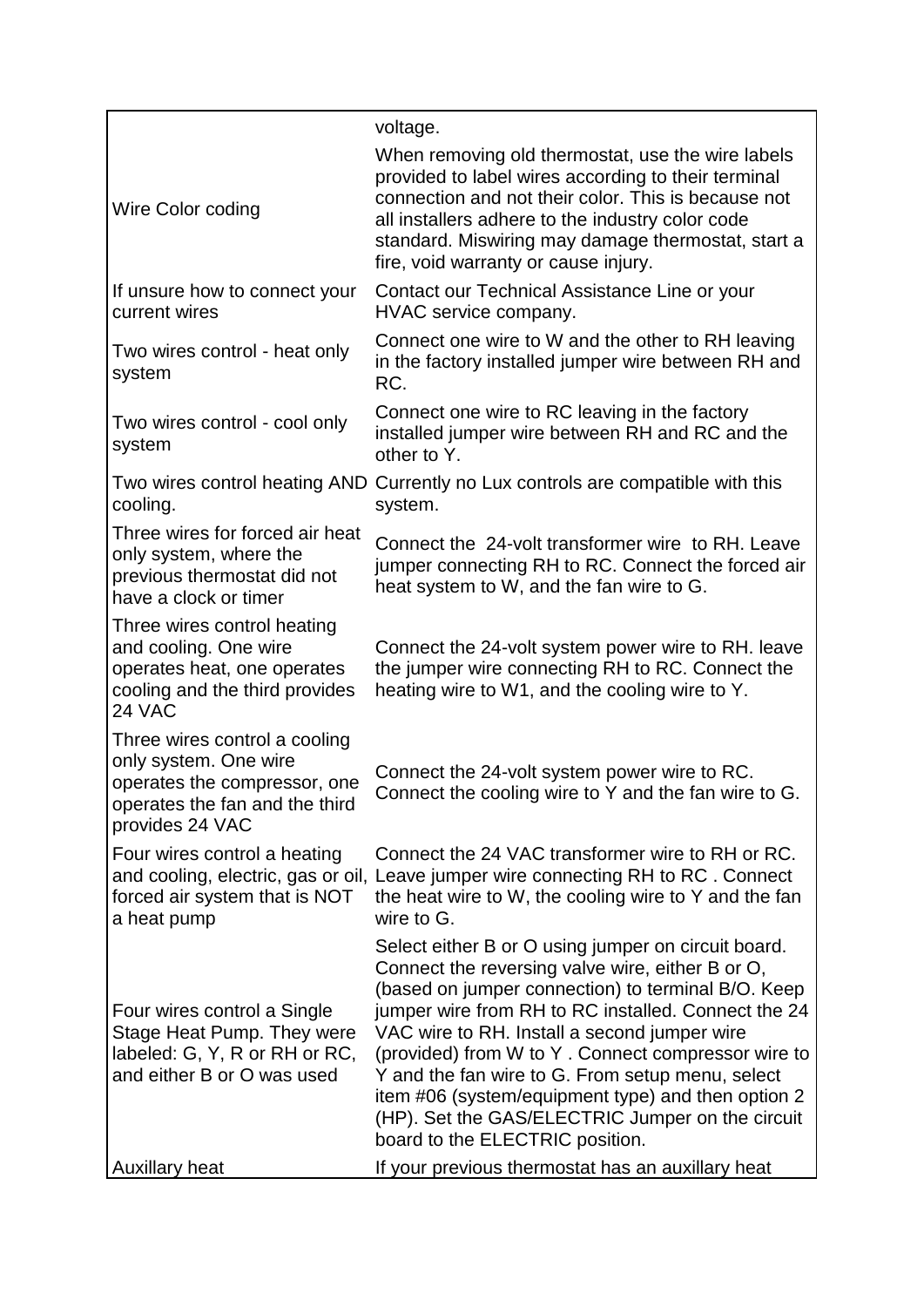| | |
|---|---|
| | voltage. |
| Wire Color coding | When removing old thermostat, use the wire labels provided to label wires according to their terminal connection and not their color. This is because not all installers adhere to the industry color code standard. Miswiring may damage thermostat, start a fire, void warranty or cause injury. |
| If unsure how to connect your current wires | Contact our Technical Assistance Line or your HVAC service company. |
| Two wires control - heat only system | Connect one wire to W and the other to RH leaving in the factory installed jumper wire between RH and RC. |
| Two wires control - cool only system | Connect one wire to RC leaving in the factory installed jumper wire between RH and RC and the other to Y. |
| Two wires control heating AND cooling. | Currently no Lux controls are compatible with this system. |
| Three wires for forced air heat only system, where the previous thermostat did not have a clock or timer | Connect the 24-volt transformer wire to RH. Leave jumper connecting RH to RC. Connect the forced air heat system to W, and the fan wire to G. |
| Three wires control heating and cooling. One wire operates heat, one operates cooling and the third provides 24 VAC | Connect the 24-volt system power wire to RH. leave the jumper wire connecting RH to RC. Connect the heating wire to W1, and the cooling wire to Y. |
| Three wires control a cooling only system. One wire operates the compressor, one operates the fan and the third provides 24 VAC | Connect the 24-volt system power wire to RC. Connect the cooling wire to Y and the fan wire to G. |
| Four wires control a heating and cooling, electric, gas or oil, forced air system that is NOT a heat pump | Connect the 24 VAC transformer wire to RH or RC. Leave jumper wire connecting RH to RC . Connect the heat wire to W, the cooling wire to Y and the fan wire to G. |
| Four wires control a Single Stage Heat Pump. They were labeled: G, Y, R or RH or RC, and either B or O was used | Select either B or O using jumper on circuit board. Connect the reversing valve wire, either B or O, (based on jumper connection) to terminal B/O. Keep jumper wire from RH to RC installed. Connect the 24 VAC wire to RH. Install a second jumper wire (provided) from W to Y . Connect compressor wire to Y and the fan wire to G. From setup menu, select item #06 (system/equipment type) and then option 2 (HP). Set the GAS/ELECTRIC Jumper on the circuit board to the ELECTRIC position. |
| Auxillary heat | If your previous thermostat has an auxillary heat |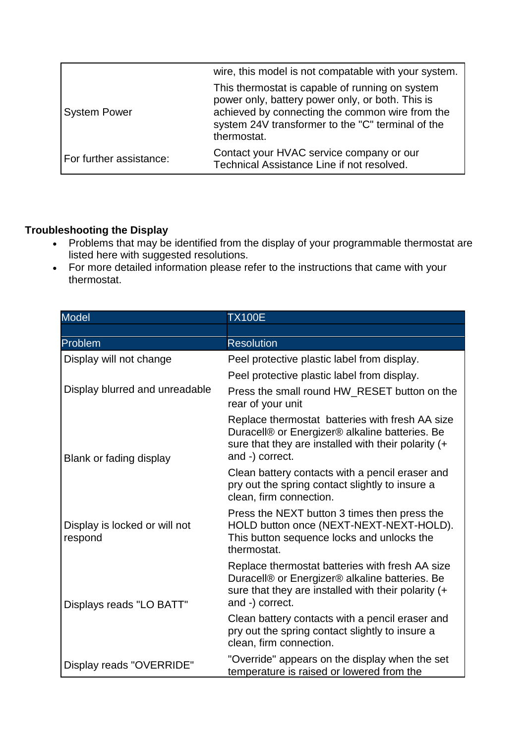| | |
|---|---|
| | wire, this model is not compatable with your system. |
| System Power | This thermostat is capable of running on system power only, battery power only, or both. This is achieved by connecting the common wire from the system 24V transformer to the "C" terminal of the thermostat. |
| For further assistance: | Contact your HVAC service company or our Technical Assistance Line if not resolved. |

**Troubleshooting the Display**

- Problems that may be identified from the display of your programmable thermostat are listed here with suggested resolutions.
- For more detailed information please refer to the instructions that came with your thermostat.

| Model | TX100E |
|---|---|
| | |
| **Problem** | **Resolution** |
| Display will not change | Peel protective plastic label from display. |
| Display blurred and unreadable | Peel protective plastic label from display. |
| | Press the small round HW_RESET button on the rear of your unit |
| Blank or fading display | Replace thermostat batteries with fresh AA size Duracell® or Energizer® alkaline batteries. Be sure that they are installed with their polarity (+ and -) correct. |
| | Clean battery contacts with a pencil eraser and pry out the spring contact slightly to insure a clean, firm connection. |
| Display is locked or will not respond | Press the NEXT button 3 times then press the HOLD button once (NEXT-NEXT-NEXT-HOLD). This button sequence locks and unlocks the thermostat. |
| Displays reads "LO BATT" | Replace thermostat batteries with fresh AA size Duracell® or Energizer® alkaline batteries. Be sure that they are installed with their polarity (+ and -) correct. |
| | Clean battery contacts with a pencil eraser and pry out the spring contact slightly to insure a clean, firm connection. |
| Display reads "OVERRIDE" | "Override" appears on the display when the set temperature is raised or lowered from the |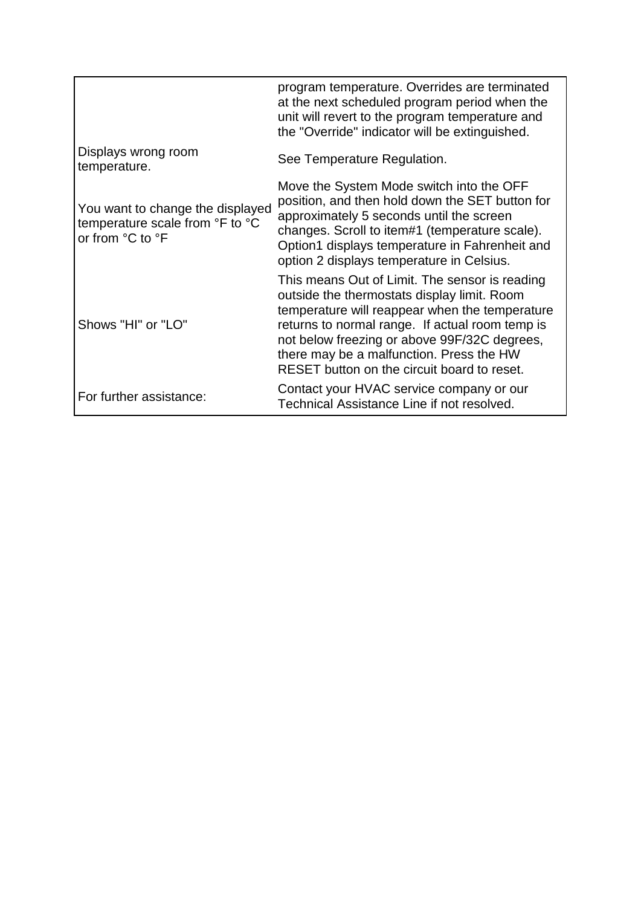| | |
|---|---|
| | program temperature. Overrides are terminated at the next scheduled program period when the unit will revert to the program temperature and the "Override" indicator will be extinguished. |
| Displays wrong room temperature. | See Temperature Regulation. |
| You want to change the displayed temperature scale from °F to °C or from °C to °F | Move the System Mode switch into the OFF position, and then hold down the SET button for approximately 5 seconds until the screen changes. Scroll to item#1 (temperature scale). Option1 displays temperature in Fahrenheit and option 2 displays temperature in Celsius. |
| Shows "HI" or "LO" | This means Out of Limit. The sensor is reading outside the thermostats display limit. Room temperature will reappear when the temperature returns to normal range. If actual room temp is not below freezing or above 99F/32C degrees, there may be a malfunction. Press the HW RESET button on the circuit board to reset. |
| For further assistance: | Contact your HVAC service company or our Technical Assistance Line if not resolved. |